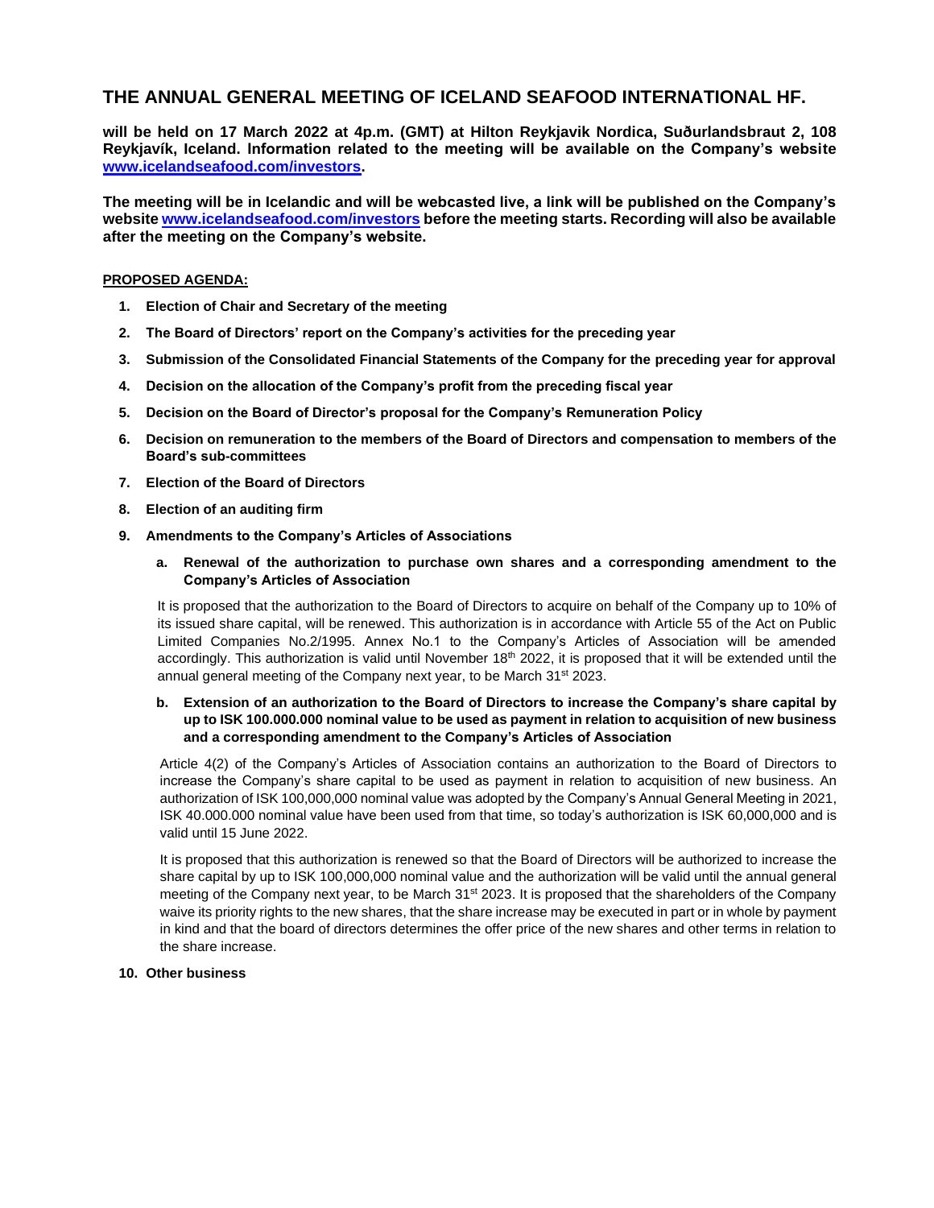# THE ANNUAL GENERAL MEETING OF ICELAND SEAFOOD INTERNATIONAL HF.

**will be held on 17 March 2022 at 4p.m. (GMT) at Hilton Reykjavik Nordica, Suðurlandsbraut 2, 108 Reykjavík, Iceland. Information related to the meeting will be available on the Company's website [www.icelandseafood.com/investors](www.icelandseafood.com/investors).**

**The meeting will be in Icelandic and will be webcasted live, a link will be published on the Company's website [www.icelandseafood.com/investors](www.icelandseafood.com/investors) before the meeting starts. Recording will also be available after the meeting on the Company's website.**

**PROPOSED AGENDA:**

1. **Election of Chair and Secretary of the meeting**
2. **The Board of Directors' report on the Company's activities for the preceding year**
3. **Submission of the Consolidated Financial Statements of the Company for the preceding year for approval**
4. **Decision on the allocation of the Company's profit from the preceding fiscal year**
5. **Decision on the Board of Director's proposal for the Company's Remuneration Policy**
6. **Decision on remuneration to the members of the Board of Directors and compensation to members of the Board's sub-committees**
7. **Election of the Board of Directors**
8. **Election of an auditing firm**
9. **Amendments to the Company's Articles of Associations**

   a. **Renewal of the authorization to purchase own shares and a corresponding amendment to the Company's Articles of Association**

   It is proposed that the authorization to the Board of Directors to acquire on behalf of the Company up to 10% of its issued share capital, will be renewed. This authorization is in accordance with Article 55 of the Act on Public Limited Companies No.2/1995. Annex No.1 to the Company's Articles of Association will be amended accordingly. This authorization is valid until November 18th 2022, it is proposed that it will be extended until the annual general meeting of the Company next year, to be March 31st 2023.

   b. **Extension of an authorization to the Board of Directors to increase the Company's share capital by up to ISK 100.000.000 nominal value to be used as payment in relation to acquisition of new business and a corresponding amendment to the Company's Articles of Association**

   Article 4(2) of the Company's Articles of Association contains an authorization to the Board of Directors to increase the Company's share capital to be used as payment in relation to acquisition of new business. An authorization of ISK 100,000,000 nominal value was adopted by the Company's Annual General Meeting in 2021, ISK 40.000.000 nominal value have been used from that time, so today's authorization is ISK 60,000,000 and is valid until 15 June 2022.

   It is proposed that this authorization is renewed so that the Board of Directors will be authorized to increase the share capital by up to ISK 100,000,000 nominal value and the authorization will be valid until the annual general meeting of the Company next year, to be March 31st 2023. It is proposed that the shareholders of the Company waive its priority rights to the new shares, that the share increase may be executed in part or in whole by payment in kind and that the board of directors determines the offer price of the new shares and other terms in relation to the share increase.

10. **Other business**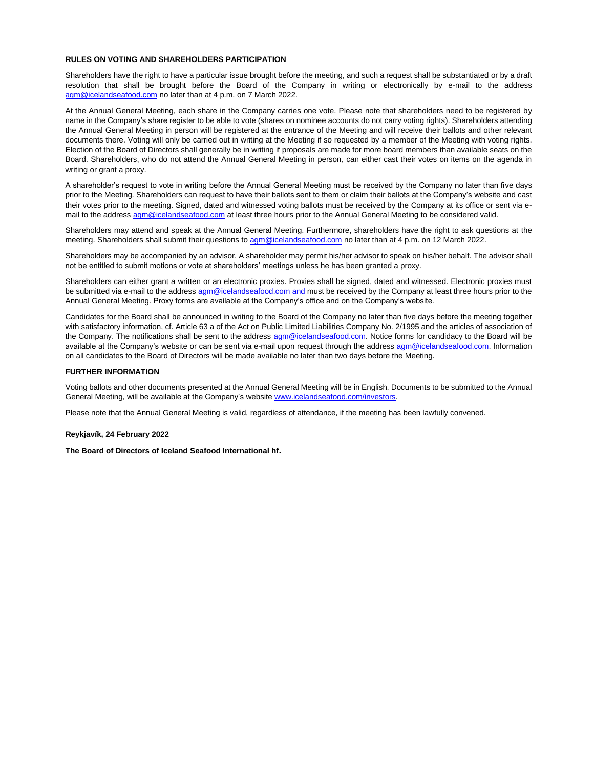**RULES ON VOTING AND SHAREHOLDERS PARTICIPATION**

Shareholders have the right to have a particular issue brought before the meeting, and such a request shall be substantiated or by a draft resolution that shall be brought before the Board of the Company in writing or electronically by e-mail to the address agm@icelandseafood.com no later than at 4 p.m. on 7 March 2022.

At the Annual General Meeting, each share in the Company carries one vote. Please note that shareholders need to be registered by name in the Company's share register to be able to vote (shares on nominee accounts do not carry voting rights). Shareholders attending the Annual General Meeting in person will be registered at the entrance of the Meeting and will receive their ballots and other relevant documents there. Voting will only be carried out in writing at the Meeting if so requested by a member of the Meeting with voting rights. Election of the Board of Directors shall generally be in writing if proposals are made for more board members than available seats on the Board. Shareholders, who do not attend the Annual General Meeting in person, can either cast their votes on items on the agenda in writing or grant a proxy.

A shareholder's request to vote in writing before the Annual General Meeting must be received by the Company no later than five days prior to the Meeting. Shareholders can request to have their ballots sent to them or claim their ballots at the Company's website and cast their votes prior to the meeting. Signed, dated and witnessed voting ballots must be received by the Company at its office or sent via e-mail to the address agm@icelandseafood.com at least three hours prior to the Annual General Meeting to be considered valid.

Shareholders may attend and speak at the Annual General Meeting. Furthermore, shareholders have the right to ask questions at the meeting. Shareholders shall submit their questions to agm@icelandseafood.com no later than at 4 p.m. on 12 March 2022.

Shareholders may be accompanied by an advisor. A shareholder may permit his/her advisor to speak on his/her behalf. The advisor shall not be entitled to submit motions or vote at shareholders' meetings unless he has been granted a proxy.

Shareholders can either grant a written or an electronic proxies. Proxies shall be signed, dated and witnessed. Electronic proxies must be submitted via e-mail to the address agm@icelandseafood.com and must be received by the Company at least three hours prior to the Annual General Meeting. Proxy forms are available at the Company's office and on the Company's website.

Candidates for the Board shall be announced in writing to the Board of the Company no later than five days before the meeting together with satisfactory information, cf. Article 63 a of the Act on Public Limited Liabilities Company No. 2/1995 and the articles of association of the Company. The notifications shall be sent to the address agm@icelandseafood.com. Notice forms for candidacy to the Board will be available at the Company's website or can be sent via e-mail upon request through the address agm@icelandseafood.com. Information on all candidates to the Board of Directors will be made available no later than two days before the Meeting.

**FURTHER INFORMATION**

Voting ballots and other documents presented at the Annual General Meeting will be in English. Documents to be submitted to the Annual General Meeting, will be available at the Company's website www.icelandseafood.com/investors.

Please note that the Annual General Meeting is valid, regardless of attendance, if the meeting has been lawfully convened.

**Reykjavík, 24 February 2022**

**The Board of Directors of Iceland Seafood International hf.**